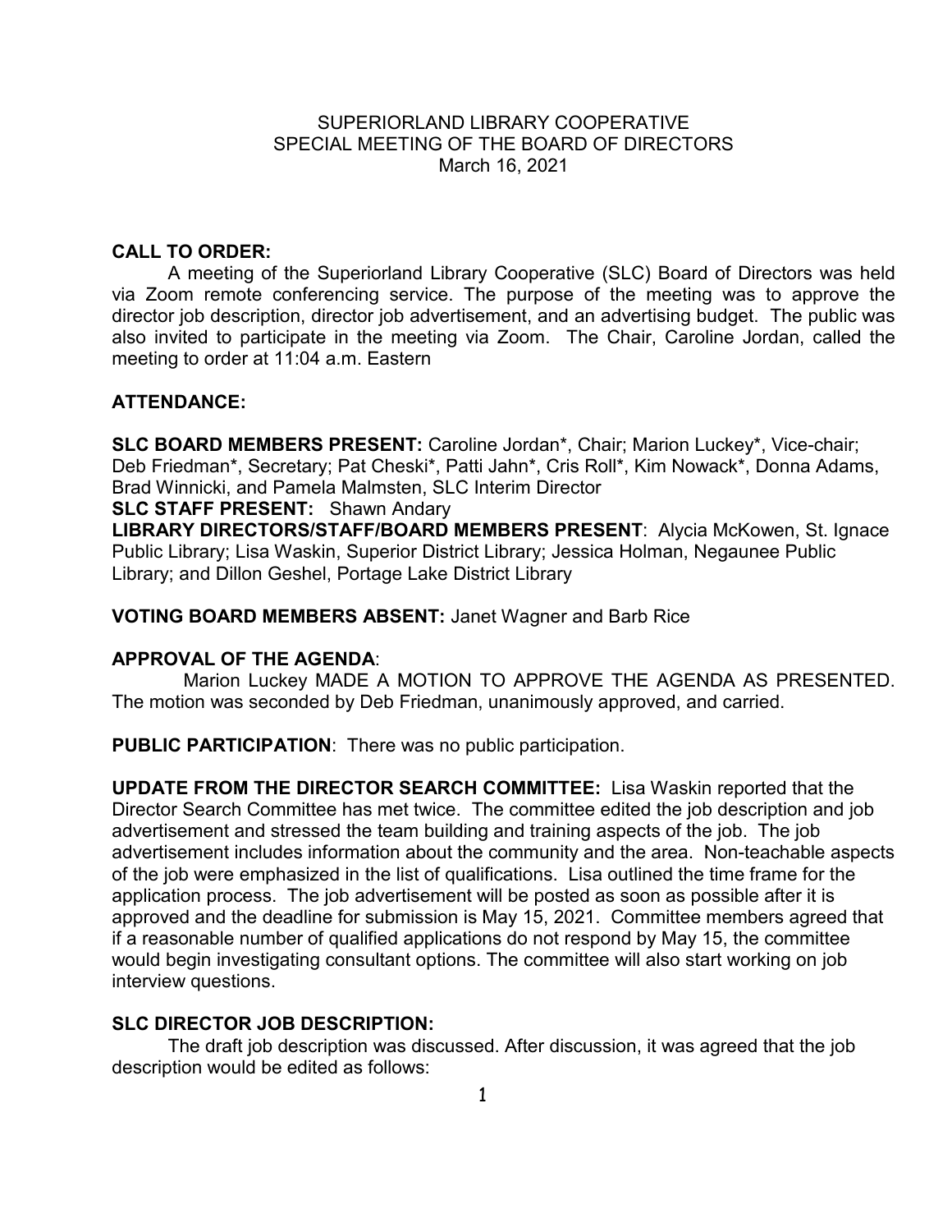SUPERIORLAND LIBRARY COOPERATIVE
SPECIAL MEETING OF THE BOARD OF DIRECTORS
March 16, 2021

**CALL TO ORDER:**

A meeting of the Superiorland Library Cooperative (SLC) Board of Directors was held via Zoom remote conferencing service. The purpose of the meeting was to approve the director job description, director job advertisement, and an advertising budget. The public was also invited to participate in the meeting via Zoom. The Chair, Caroline Jordan, called the meeting to order at 11:04 a.m. Eastern

**ATTENDANCE:**

**SLC BOARD MEMBERS PRESENT:** Caroline Jordan*, Chair; Marion Luckey*, Vice-chair; Deb Friedman*, Secretary; Pat Cheski*, Patti Jahn*, Cris Roll*, Kim Nowack*, Donna Adams, Brad Winnicki, and Pamela Malmsten, SLC Interim Director

**SLC STAFF PRESENT:** Shawn Andary

**LIBRARY DIRECTORS/STAFF/BOARD MEMBERS PRESENT**: Alycia McKowen, St. Ignace Public Library; Lisa Waskin, Superior District Library; Jessica Holman, Negaunee Public Library; and Dillon Geshel, Portage Lake District Library

**VOTING BOARD MEMBERS ABSENT:** Janet Wagner and Barb Rice

**APPROVAL OF THE AGENDA**:

Marion Luckey MADE A MOTION TO APPROVE THE AGENDA AS PRESENTED. The motion was seconded by Deb Friedman, unanimously approved, and carried.

**PUBLIC PARTICIPATION**: There was no public participation.

**UPDATE FROM THE DIRECTOR SEARCH COMMITTEE:** Lisa Waskin reported that the Director Search Committee has met twice. The committee edited the job description and job advertisement and stressed the team building and training aspects of the job. The job advertisement includes information about the community and the area. Non-teachable aspects of the job were emphasized in the list of qualifications. Lisa outlined the time frame for the application process. The job advertisement will be posted as soon as possible after it is approved and the deadline for submission is May 15, 2021. Committee members agreed that if a reasonable number of qualified applications do not respond by May 15, the committee would begin investigating consultant options. The committee will also start working on job interview questions.

**SLC DIRECTOR JOB DESCRIPTION:**

The draft job description was discussed. After discussion, it was agreed that the job description would be edited as follows: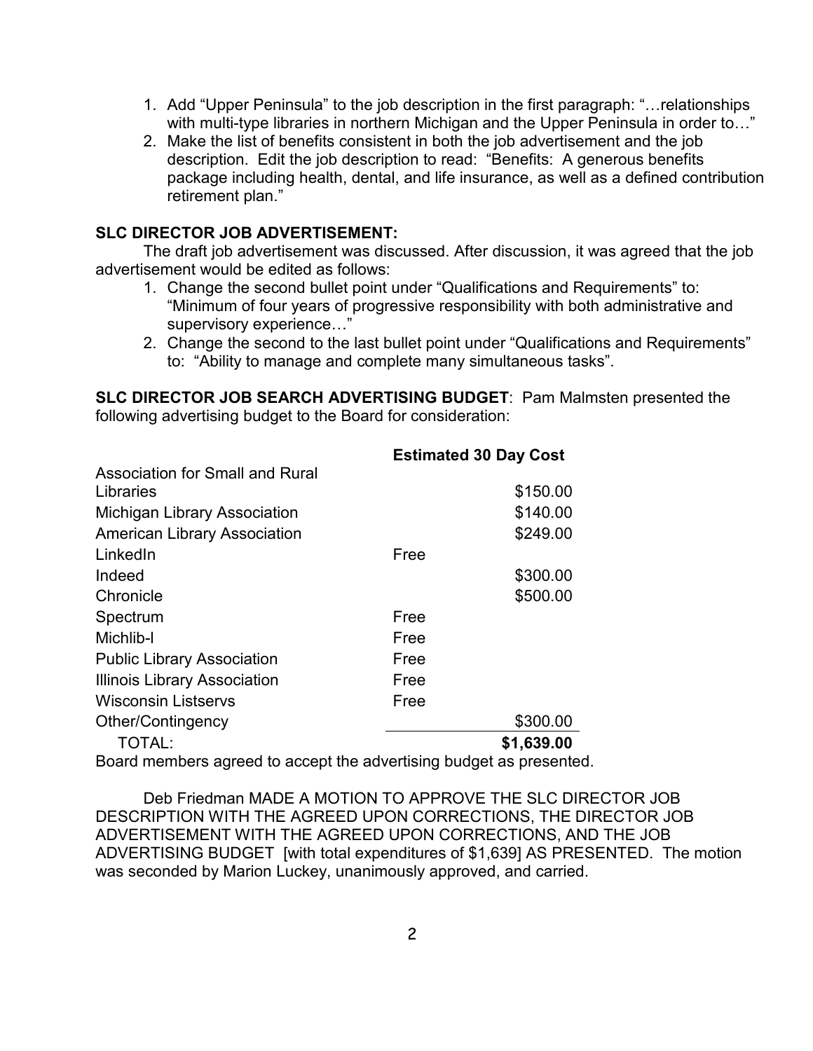1. Add "Upper Peninsula" to the job description in the first paragraph: "…relationships with multi-type libraries in northern Michigan and the Upper Peninsula in order to…"
2. Make the list of benefits consistent in both the job advertisement and the job description. Edit the job description to read: "Benefits: A generous benefits package including health, dental, and life insurance, as well as a defined contribution retirement plan."

**SLC DIRECTOR JOB ADVERTISEMENT:**

The draft job advertisement was discussed. After discussion, it was agreed that the job advertisement would be edited as follows:

1. Change the second bullet point under "Qualifications and Requirements" to: "Minimum of four years of progressive responsibility with both administrative and supervisory experience…"
2. Change the second to the last bullet point under "Qualifications and Requirements" to: "Ability to manage and complete many simultaneous tasks".

**SLC DIRECTOR JOB SEARCH ADVERTISING BUDGET**: Pam Malmsten presented the following advertising budget to the Board for consideration:

| | **Estimated 30 Day Cost** | |
|---|---|---|
| Association for Small and Rural Libraries | | $150.00 |
| Michigan Library Association | | $140.00 |
| American Library Association | | $249.00 |
| LinkedIn | Free | |
| Indeed | | $300.00 |
| Chronicle | | $500.00 |
| Spectrum | Free | |
| Michlib-l | Free | |
| Public Library Association | Free | |
| Illinois Library Association | Free | |
| Wisconsin Listservs | Free | |
| Other/Contingency | | $300.00 |
| TOTAL: | | **$1,639.00** |

Board members agreed to accept the advertising budget as presented.

Deb Friedman MADE A MOTION TO APPROVE THE SLC DIRECTOR JOB DESCRIPTION WITH THE AGREED UPON CORRECTIONS, THE DIRECTOR JOB ADVERTISEMENT WITH THE AGREED UPON CORRECTIONS, AND THE JOB ADVERTISING BUDGET [with total expenditures of $1,639] AS PRESENTED. The motion was seconded by Marion Luckey, unanimously approved, and carried.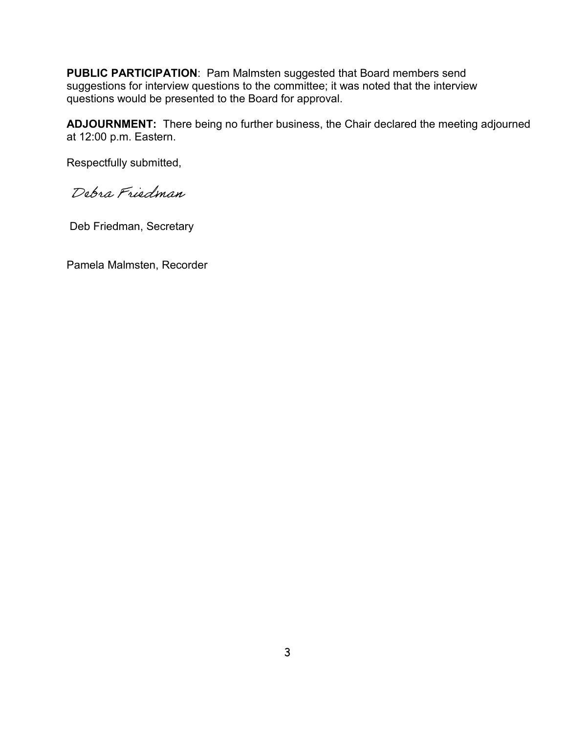**PUBLIC PARTICIPATION**: Pam Malmsten suggested that Board members send suggestions for interview questions to the committee; it was noted that the interview questions would be presented to the Board for approval.

**ADJOURNMENT:** There being no further business, the Chair declared the meeting adjourned at 12:00 p.m. Eastern.

Respectfully submitted,

*Debra Friedman*

Deb Friedman, Secretary

Pamela Malmsten, Recorder